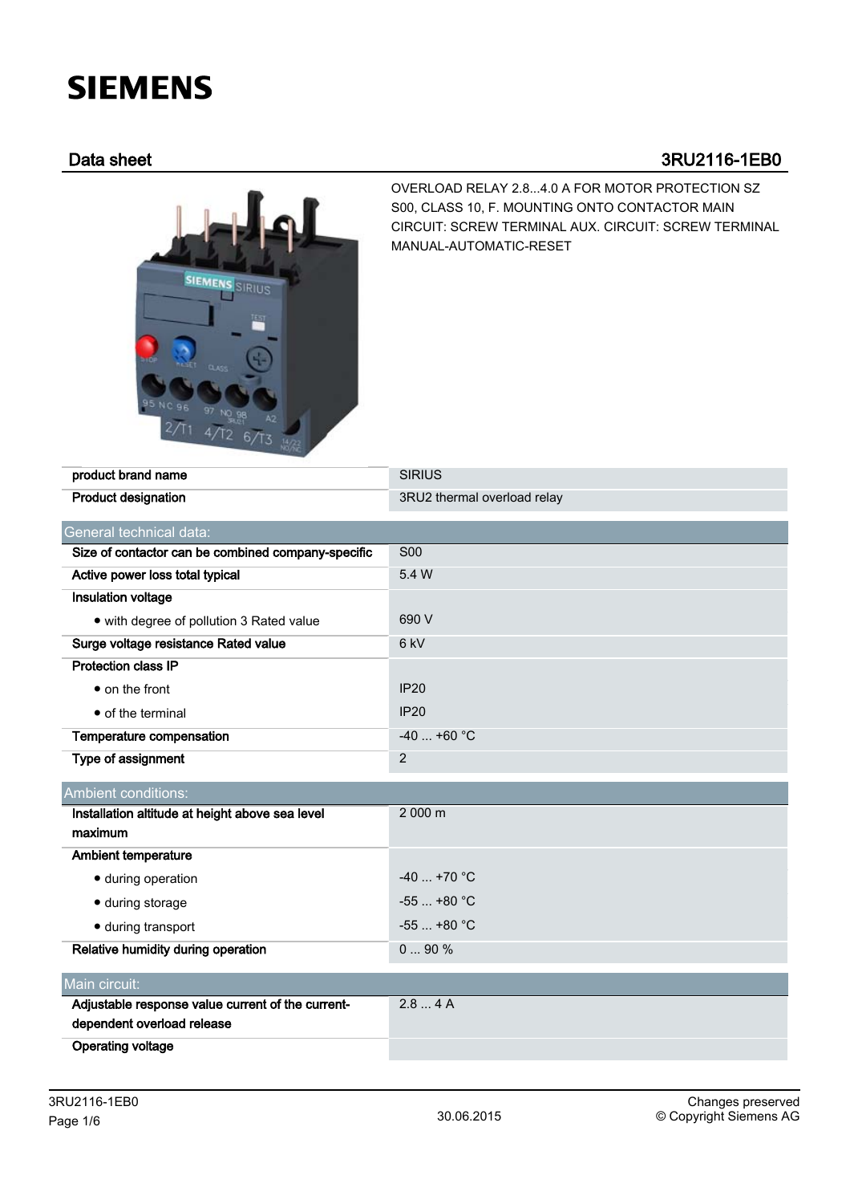# SIEMENS

## Data sheet 3RU2116-1EB0

OVERLOAD RELAY 2.8...4.0 A FOR MOTOR PROTECTION SZ S00, CLASS 10, F. MOUNTING ONTO CONTACTOR MAIN CIRCUIT: SCREW TERMINAL AUX. CIRCUIT: SCREW TERMINAL MANUAL-AUTOMATIC-RESET

| | |
|---|---|
| **product brand name** | SIRIUS |
| **Product designation** | 3RU2 thermal overload relay |

| General technical data: | |
|---|---|
| **Size of contactor can be combined company-specific** | S00 |
| **Active power loss total typical** | 5.4 W |
| **Insulation voltage** | |
| • with degree of pollution 3 Rated value | 690 V |
| **Surge voltage resistance Rated value** | 6 kV |
| **Protection class IP** | |
| • on the front | IP20 |
| • of the terminal | IP20 |
| **Temperature compensation** | -40 ... +60 °C |
| **Type of assignment** | 2 |

| Ambient conditions: | |
|---|---|
| **Installation altitude at height above sea level maximum** | 2 000 m |
| **Ambient temperature** | |
| • during operation | -40 ... +70 °C |
| • during storage | -55 ... +80 °C |
| • during transport | -55 ... +80 °C |
| **Relative humidity during operation** | 0 ... 90 % |

| Main circuit: | |
|---|---|
| **Adjustable response value current of the current-dependent overload release** | 2.8 ... 4 A |
| **Operating voltage** | |

3RU2116-1EB0 30.06.2015 Changes preserved © Copyright Siemens AG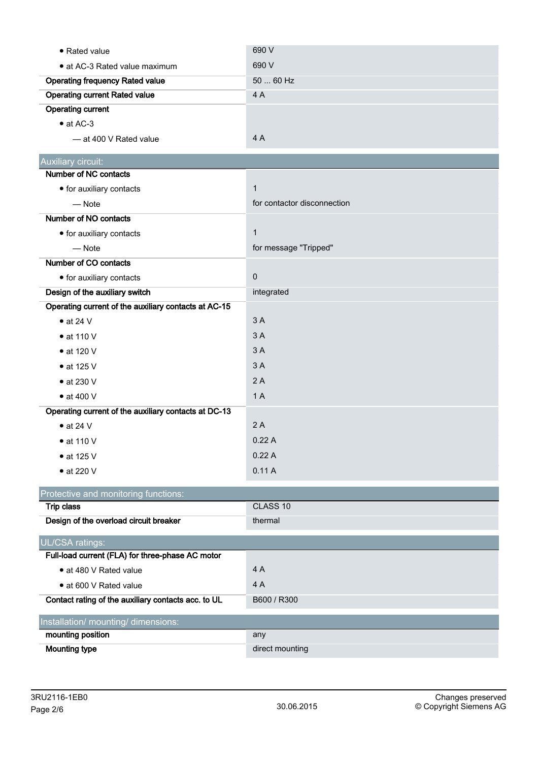| | |
|---|---|
| • Rated value | 690 V |
| • at AC-3 Rated value maximum | 690 V |
| **Operating frequency Rated value** | 50 ... 60 Hz |
| **Operating current Rated value** | 4 A |
| **Operating current** | |
| • at AC-3 | |
| — at 400 V Rated value | 4 A |

| Auxiliary circuit: | |
|---|---|
| **Number of NC contacts** | |
| • for auxiliary contacts | 1 |
| — Note | for contactor disconnection |
| **Number of NO contacts** | |
| • for auxiliary contacts | 1 |
| — Note | for message "Tripped" |
| **Number of CO contacts** | |
| • for auxiliary contacts | 0 |
| **Design of the auxiliary switch** | integrated |
| **Operating current of the auxiliary contacts at AC-15** | |
| • at 24 V | 3 A |
| • at 110 V | 3 A |
| • at 120 V | 3 A |
| • at 125 V | 3 A |
| • at 230 V | 2 A |
| • at 400 V | 1 A |
| **Operating current of the auxiliary contacts at DC-13** | |
| • at 24 V | 2 A |
| • at 110 V | 0.22 A |
| • at 125 V | 0.22 A |
| • at 220 V | 0.11 A |

| Protective and monitoring functions: | |
|---|---|
| **Trip class** | CLASS 10 |
| **Design of the overload circuit breaker** | thermal |

| UL/CSA ratings: | |
|---|---|
| **Full-load current (FLA) for three-phase AC motor** | |
| • at 480 V Rated value | 4 A |
| • at 600 V Rated value | 4 A |
| **Contact rating of the auxiliary contacts acc. to UL** | B600 / R300 |

| Installation/ mounting/ dimensions: | |
|---|---|
| **mounting position** | any |
| **Mounting type** | direct mounting |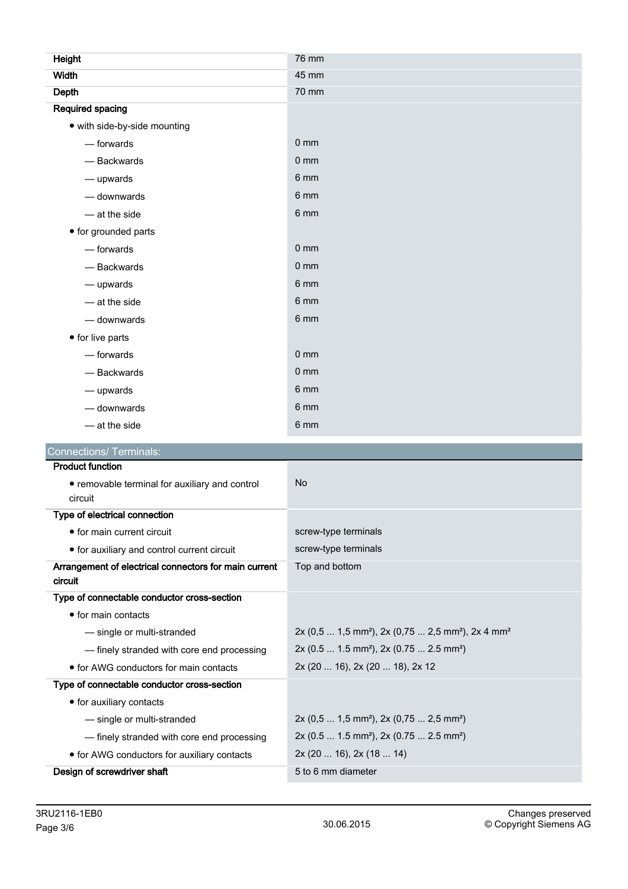| | |
|---|---|
| **Height** | 76 mm |
| **Width** | 45 mm |
| **Depth** | 70 mm |
| **Required spacing** | |
| • with side-by-side mounting | |
| — forwards | 0 mm |
| — Backwards | 0 mm |
| — upwards | 6 mm |
| — downwards | 6 mm |
| — at the side | 6 mm |
| • for grounded parts | |
| — forwards | 0 mm |
| — Backwards | 0 mm |
| — upwards | 6 mm |
| — at the side | 6 mm |
| — downwards | 6 mm |
| • for live parts | |
| — forwards | 0 mm |
| — Backwards | 0 mm |
| — upwards | 6 mm |
| — downwards | 6 mm |
| — at the side | 6 mm |

## Connections/ Terminals:

| | |
|---|---|
| **Product function** | |
| • removable terminal for auxiliary and control circuit | No |
| **Type of electrical connection** | |
| • for main current circuit | screw-type terminals |
| • for auxiliary and control current circuit | screw-type terminals |
| **Arrangement of electrical connectors for main current circuit** | Top and bottom |
| **Type of connectable conductor cross-section** | |
| • for main contacts | |
| — single or multi-stranded | 2x (0,5 ... 1,5 mm²), 2x (0,75 ... 2,5 mm²), 2x 4 mm² |
| — finely stranded with core end processing | 2x (0.5 ... 1.5 mm²), 2x (0.75 ... 2.5 mm²) |
| • for AWG conductors for main contacts | 2x (20 ... 16), 2x (20 ... 18), 2x 12 |
| **Type of connectable conductor cross-section** | |
| • for auxiliary contacts | |
| — single or multi-stranded | 2x (0,5 ... 1,5 mm²), 2x (0,75 ... 2,5 mm²) |
| — finely stranded with core end processing | 2x (0.5 ... 1.5 mm²), 2x (0.75 ... 2.5 mm²) |
| • for AWG conductors for auxiliary contacts | 2x (20 ... 16), 2x (18 ... 14) |
| **Design of screwdriver shaft** | 5 to 6 mm diameter |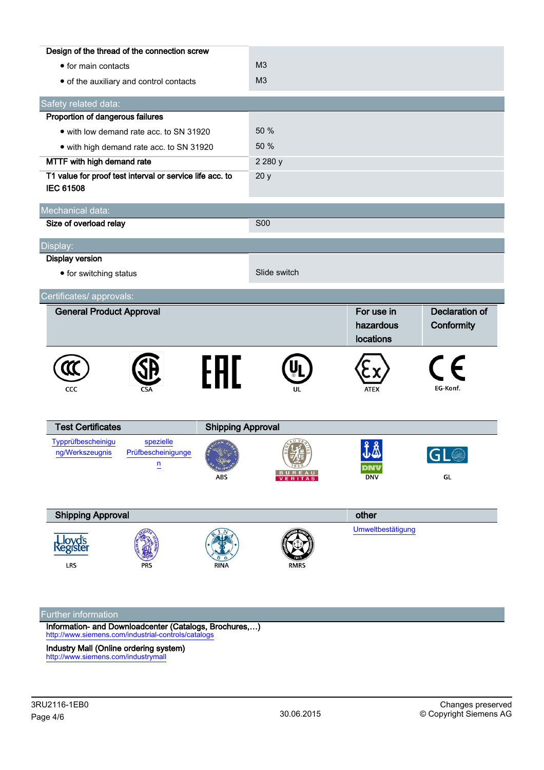| | |
|---|---|
| **Design of the thread of the connection screw** | |
| • for main contacts | M3 |
| • of the auxiliary and control contacts | M3 |

## Safety related data:

| | |
|---|---|
| **Proportion of dangerous failures** | |
| • with low demand rate acc. to SN 31920 | 50 % |
| • with high demand rate acc. to SN 31920 | 50 % |
| **MTTF with high demand rate** | 2 280 y |
| **T1 value for proof test interval or service life acc. to IEC 61508** | 20 y |

## Mechanical data:

| | |
|---|---|
| **Size of overload relay** | S00 |

## Display:

| | |
|---|---|
| **Display version** | |
| • for switching status | Slide switch |

## Certificates/ approvals:

| General Product Approval | | | | For use in hazardous locations | Declaration of Conformity |
|---|---|---|---|---|---|
| CCC | CSA | EAC | UL | ATEX | EG-Konf. |

| Test Certificates | | Shipping Approval | | | |
|---|---|---|---|---|---|
| Typprüfbescheinigung/Werkszeugnis | spezielle Prüfbescheinigungen | ABS | BUREAU VERITAS | DNV | GL |

| Shipping Approval | | | | other |
|---|---|---|---|---|
| LRS | PRS | RINA | RMRS | Umweltbestätigung |

## Further information

**Information- and Downloadcenter (Catalogs, Brochures,…)**
http://www.siemens.com/industrial-controls/catalogs

**Industry Mall (Online ordering system)**
http://www.siemens.com/industrymall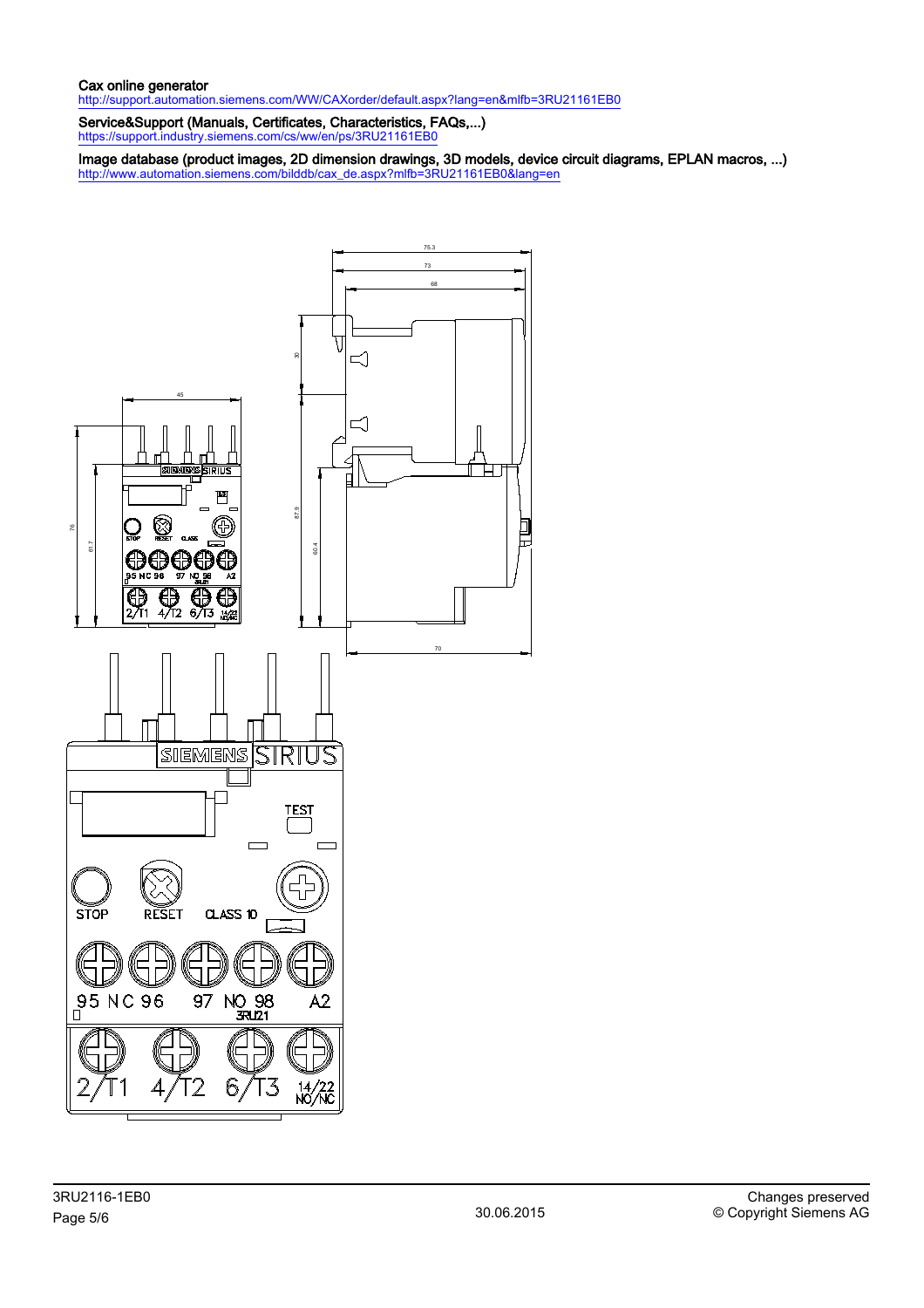**Cax online generator**
http://support.automation.siemens.com/WW/CAXorder/default.aspx?lang=en&mlfb=3RU21161EB0

**Service&Support (Manuals, Certificates, Characteristics, FAQs,...)**
https://support.industry.siemens.com/cs/ww/en/ps/3RU21161EB0

**Image database (product images, 2D dimension drawings, 3D models, device circuit diagrams, EPLAN macros, ...)**
http://www.automation.siemens.com/bilddb/cax_de.aspx?mlfb=3RU21161EB0&lang=en

3RU2116-1EB0

30.06.2015

Changes preserved
© Copyright Siemens AG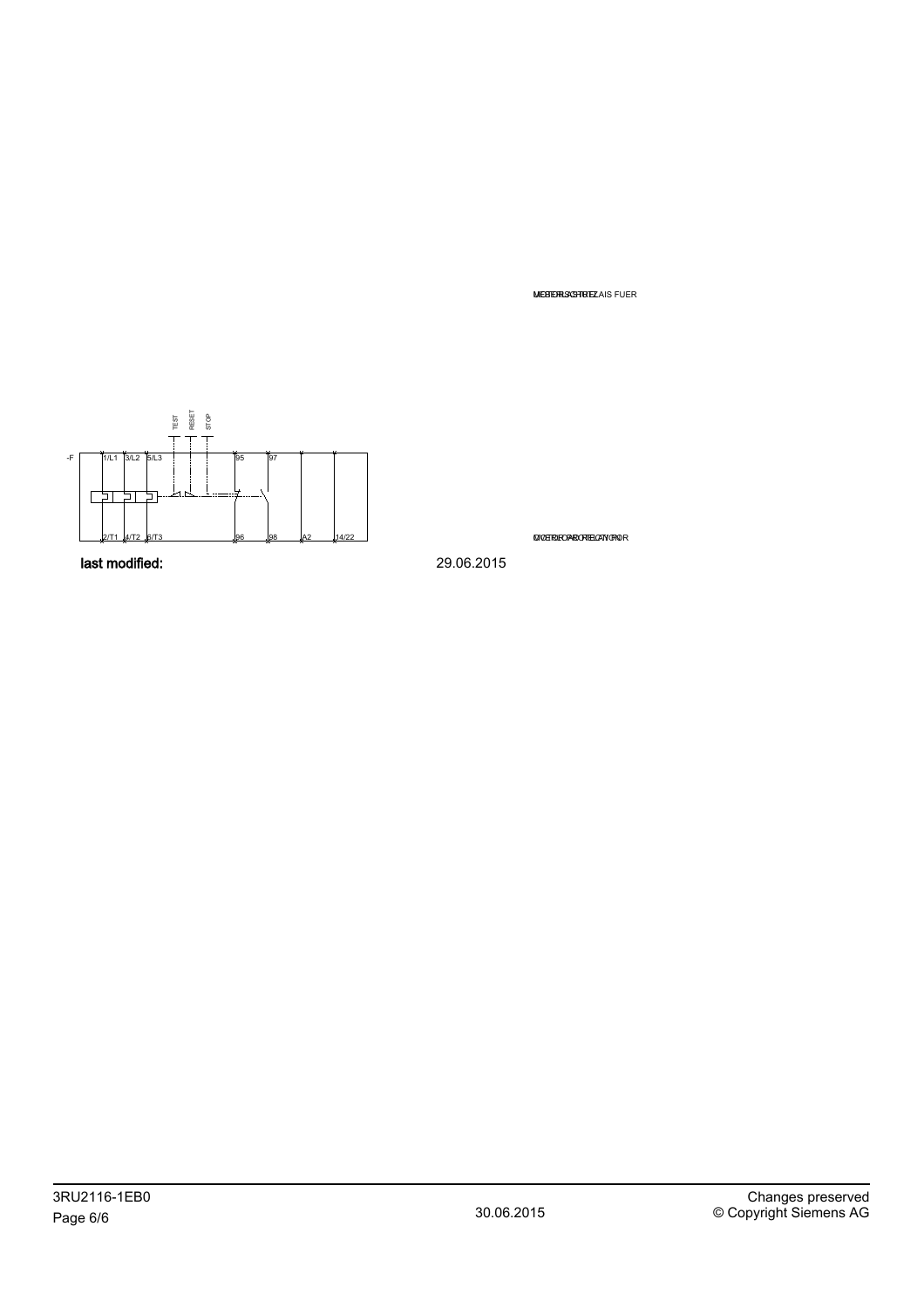UEBERLASTRELAIS FUER MOTORSCHUTZ

TEST
RESET
STOP

-F

1/L1 3/L2 5/L3 95 97

2/T1 4/T2 6/T3 96 98 A2 14/22

OVERLOAD RELAY FOR MOTOR PROTECTION

**last modified:** 29.06.2015